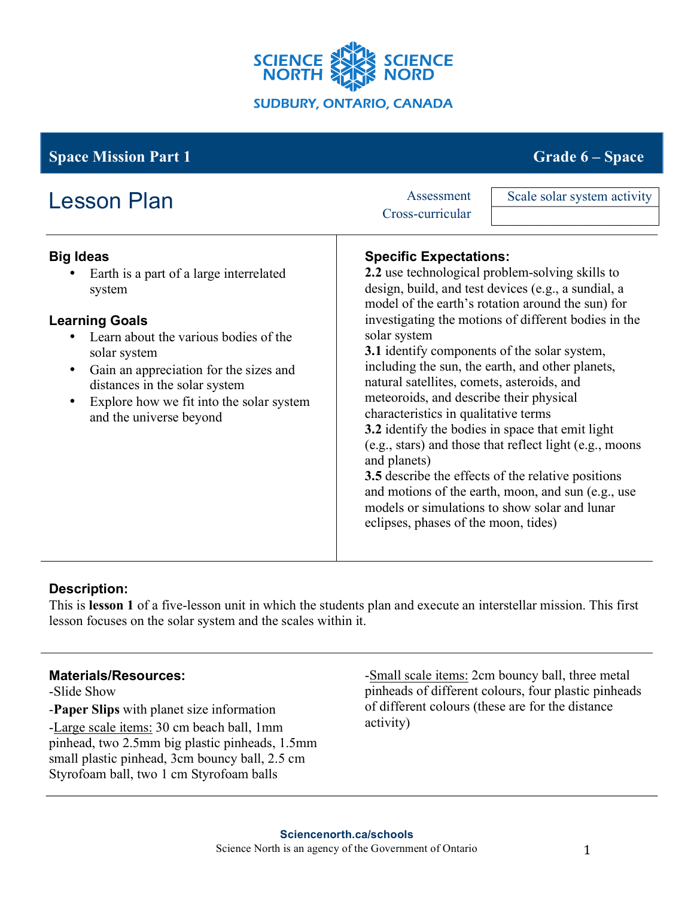SCIENCE NORTH | SCIENCE NORD

SUDBURY, ONTARIO, CANADA

## Space Mission Part 1 — Grade 6 – Space

# Lesson Plan

| Assessment | Scale solar system activity |
|---|---|
| Cross-curricular | |

### Big Ideas

- Earth is a part of a large interrelated system

### Learning Goals

- Learn about the various bodies of the solar system
- Gain an appreciation for the sizes and distances in the solar system
- Explore how we fit into the solar system and the universe beyond

### Specific Expectations:

**2.2** use technological problem-solving skills to design, build, and test devices (e.g., a sundial, a model of the earth's rotation around the sun) for investigating the motions of different bodies in the solar system

**3.1** identify components of the solar system, including the sun, the earth, and other planets, natural satellites, comets, asteroids, and meteoroids, and describe their physical characteristics in qualitative terms

**3.2** identify the bodies in space that emit light (e.g., stars) and those that reflect light (e.g., moons and planets)

**3.5** describe the effects of the relative positions and motions of the earth, moon, and sun (e.g., use models or simulations to show solar and lunar eclipses, phases of the moon, tides)

### Description:

This is **lesson 1** of a five-lesson unit in which the students plan and execute an interstellar mission. This first lesson focuses on the solar system and the scales within it.

### Materials/Resources:

-Slide Show

-**Paper Slips** with planet size information

-Large scale items: 30 cm beach ball, 1mm pinhead, two 2.5mm big plastic pinheads, 1.5mm small plastic pinhead, 3cm bouncy ball, 2.5 cm Styrofoam ball, two 1 cm Styrofoam balls

-Small scale items: 2cm bouncy ball, three metal pinheads of different colours, four plastic pinheads of different colours (these are for the distance activity)

Sciencenorth.ca/schools

Science North is an agency of the Government of Ontario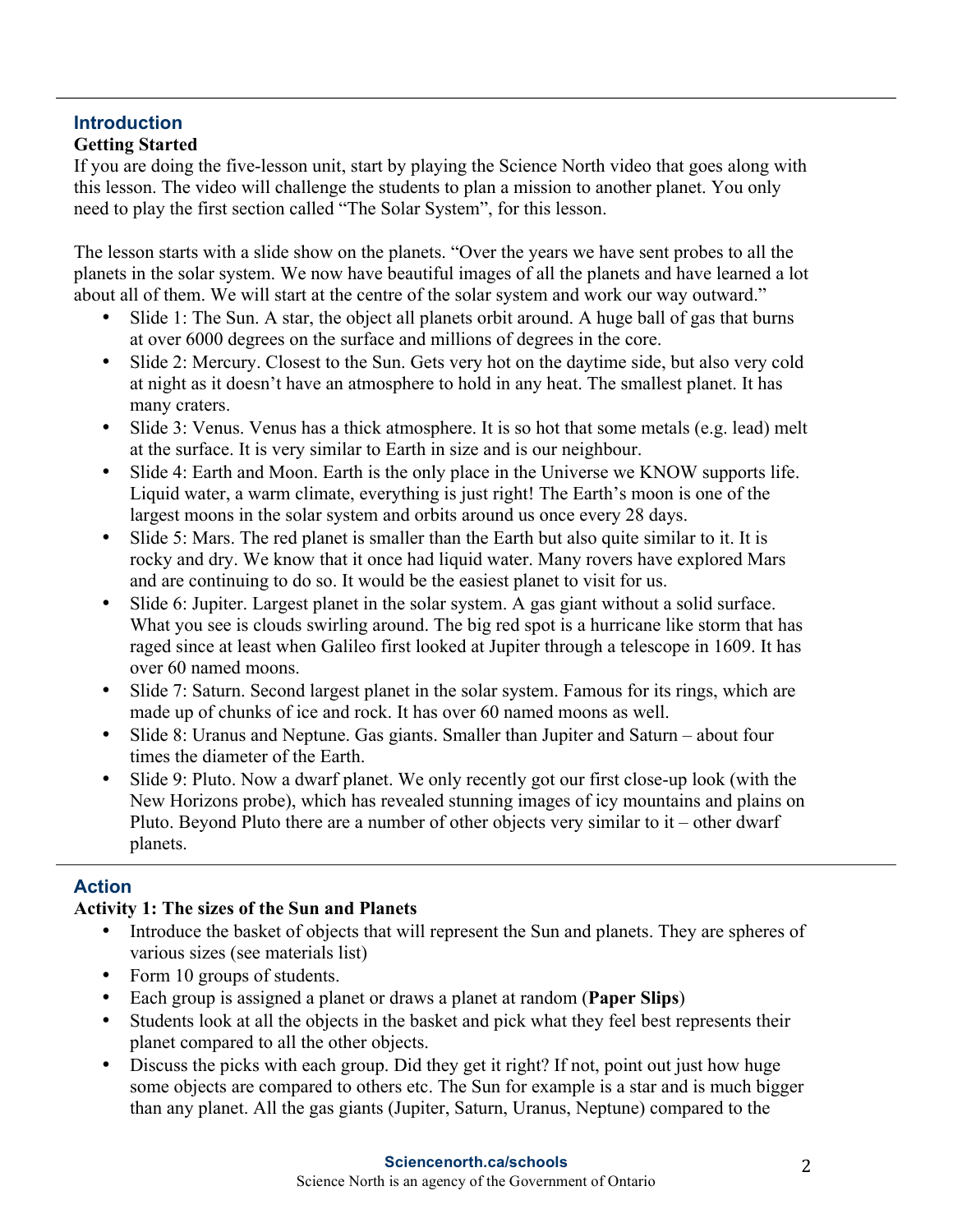## Introduction

**Getting Started**

If you are doing the five-lesson unit, start by playing the Science North video that goes along with this lesson. The video will challenge the students to plan a mission to another planet. You only need to play the first section called "The Solar System", for this lesson.

The lesson starts with a slide show on the planets. "Over the years we have sent probes to all the planets in the solar system. We now have beautiful images of all the planets and have learned a lot about all of them. We will start at the centre of the solar system and work our way outward."

- Slide 1: The Sun. A star, the object all planets orbit around. A huge ball of gas that burns at over 6000 degrees on the surface and millions of degrees in the core.
- Slide 2: Mercury. Closest to the Sun. Gets very hot on the daytime side, but also very cold at night as it doesn't have an atmosphere to hold in any heat. The smallest planet. It has many craters.
- Slide 3: Venus. Venus has a thick atmosphere. It is so hot that some metals (e.g. lead) melt at the surface. It is very similar to Earth in size and is our neighbour.
- Slide 4: Earth and Moon. Earth is the only place in the Universe we KNOW supports life. Liquid water, a warm climate, everything is just right! The Earth's moon is one of the largest moons in the solar system and orbits around us once every 28 days.
- Slide 5: Mars. The red planet is smaller than the Earth but also quite similar to it. It is rocky and dry. We know that it once had liquid water. Many rovers have explored Mars and are continuing to do so. It would be the easiest planet to visit for us.
- Slide 6: Jupiter. Largest planet in the solar system. A gas giant without a solid surface. What you see is clouds swirling around. The big red spot is a hurricane like storm that has raged since at least when Galileo first looked at Jupiter through a telescope in 1609. It has over 60 named moons.
- Slide 7: Saturn. Second largest planet in the solar system. Famous for its rings, which are made up of chunks of ice and rock. It has over 60 named moons as well.
- Slide 8: Uranus and Neptune. Gas giants. Smaller than Jupiter and Saturn – about four times the diameter of the Earth.
- Slide 9: Pluto. Now a dwarf planet. We only recently got our first close-up look (with the New Horizons probe), which has revealed stunning images of icy mountains and plains on Pluto. Beyond Pluto there are a number of other objects very similar to it – other dwarf planets.

## Action

**Activity 1: The sizes of the Sun and Planets**

- Introduce the basket of objects that will represent the Sun and planets. They are spheres of various sizes (see materials list)
- Form 10 groups of students.
- Each group is assigned a planet or draws a planet at random (**Paper Slips**)
- Students look at all the objects in the basket and pick what they feel best represents their planet compared to all the other objects.
- Discuss the picks with each group. Did they get it right? If not, point out just how huge some objects are compared to others etc. The Sun for example is a star and is much bigger than any planet. All the gas giants (Jupiter, Saturn, Uranus, Neptune) compared to the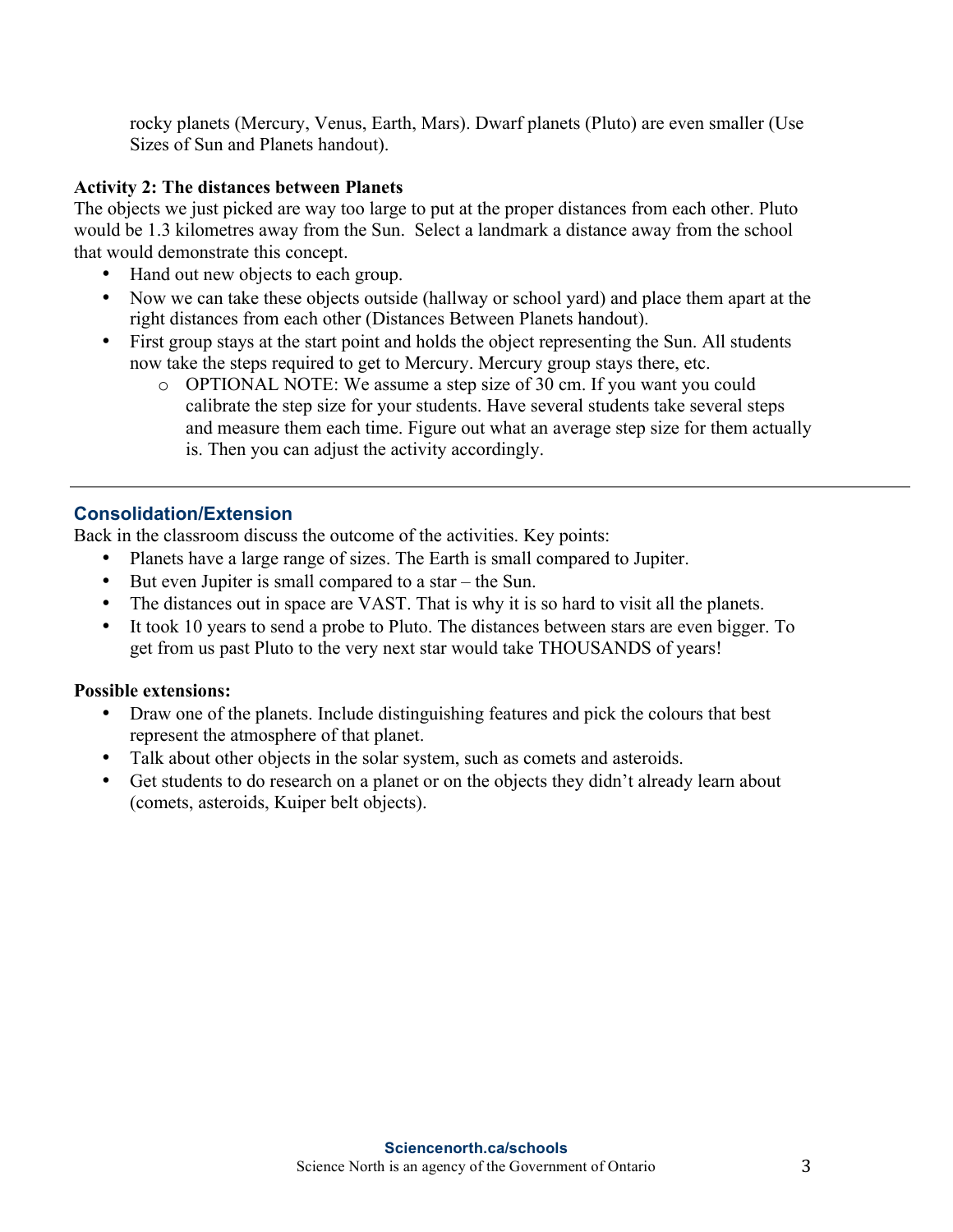rocky planets (Mercury, Venus, Earth, Mars). Dwarf planets (Pluto) are even smaller (Use Sizes of Sun and Planets handout).

**Activity 2: The distances between Planets**

The objects we just picked are way too large to put at the proper distances from each other. Pluto would be 1.3 kilometres away from the Sun. Select a landmark a distance away from the school that would demonstrate this concept.

- Hand out new objects to each group.
- Now we can take these objects outside (hallway or school yard) and place them apart at the right distances from each other (Distances Between Planets handout).
- First group stays at the start point and holds the object representing the Sun. All students now take the steps required to get to Mercury. Mercury group stays there, etc.
  - OPTIONAL NOTE: We assume a step size of 30 cm. If you want you could calibrate the step size for your students. Have several students take several steps and measure them each time. Figure out what an average step size for them actually is. Then you can adjust the activity accordingly.

---

## Consolidation/Extension

Back in the classroom discuss the outcome of the activities. Key points:

- Planets have a large range of sizes. The Earth is small compared to Jupiter.
- But even Jupiter is small compared to a star – the Sun.
- The distances out in space are VAST. That is why it is so hard to visit all the planets.
- It took 10 years to send a probe to Pluto. The distances between stars are even bigger. To get from us past Pluto to the very next star would take THOUSANDS of years!

**Possible extensions:**

- Draw one of the planets. Include distinguishing features and pick the colours that best represent the atmosphere of that planet.
- Talk about other objects in the solar system, such as comets and asteroids.
- Get students to do research on a planet or on the objects they didn't already learn about (comets, asteroids, Kuiper belt objects).